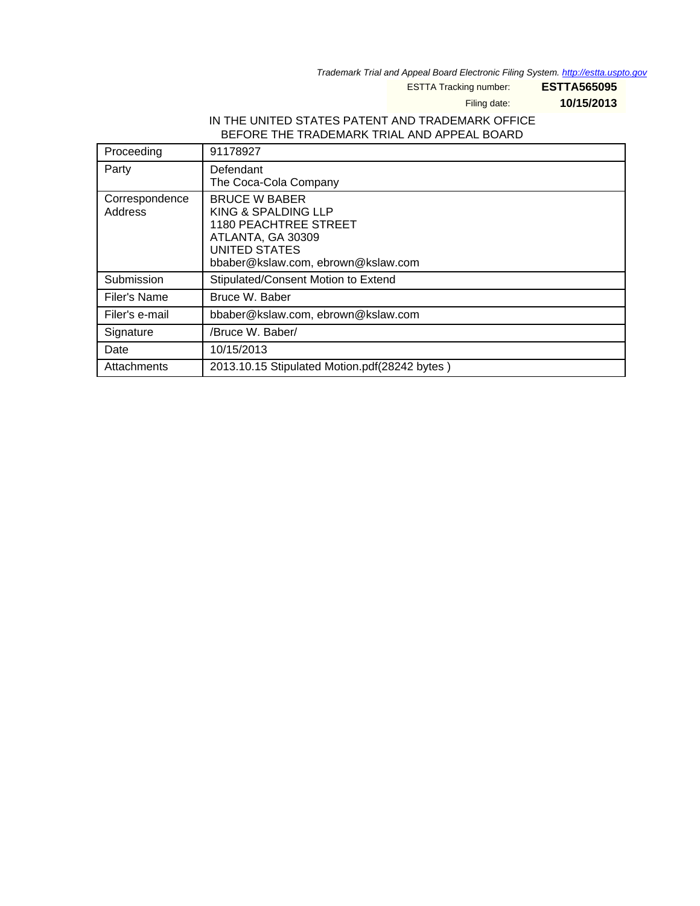*Trademark Trial and Appeal Board Electronic Filing System. http://estta.uspto.gov*

ESTTA Tracking number: **ESTTA565095**

Filing date: **10/15/2013**

IN THE UNITED STATES PATENT AND TRADEMARK OFFICE
BEFORE THE TRADEMARK TRIAL AND APPEAL BOARD

| | |
|---|---|
| Proceeding | 91178927 |
| Party | Defendant<br>The Coca-Cola Company |
| Correspondence Address | BRUCE W BABER<br>KING & SPALDING LLP<br>1180 PEACHTREE STREET<br>ATLANTA, GA 30309<br>UNITED STATES<br>bbaber@kslaw.com, ebrown@kslaw.com |
| Submission | Stipulated/Consent Motion to Extend |
| Filer's Name | Bruce W. Baber |
| Filer's e-mail | bbaber@kslaw.com, ebrown@kslaw.com |
| Signature | /Bruce W. Baber/ |
| Date | 10/15/2013 |
| Attachments | 2013.10.15 Stipulated Motion.pdf(28242 bytes ) |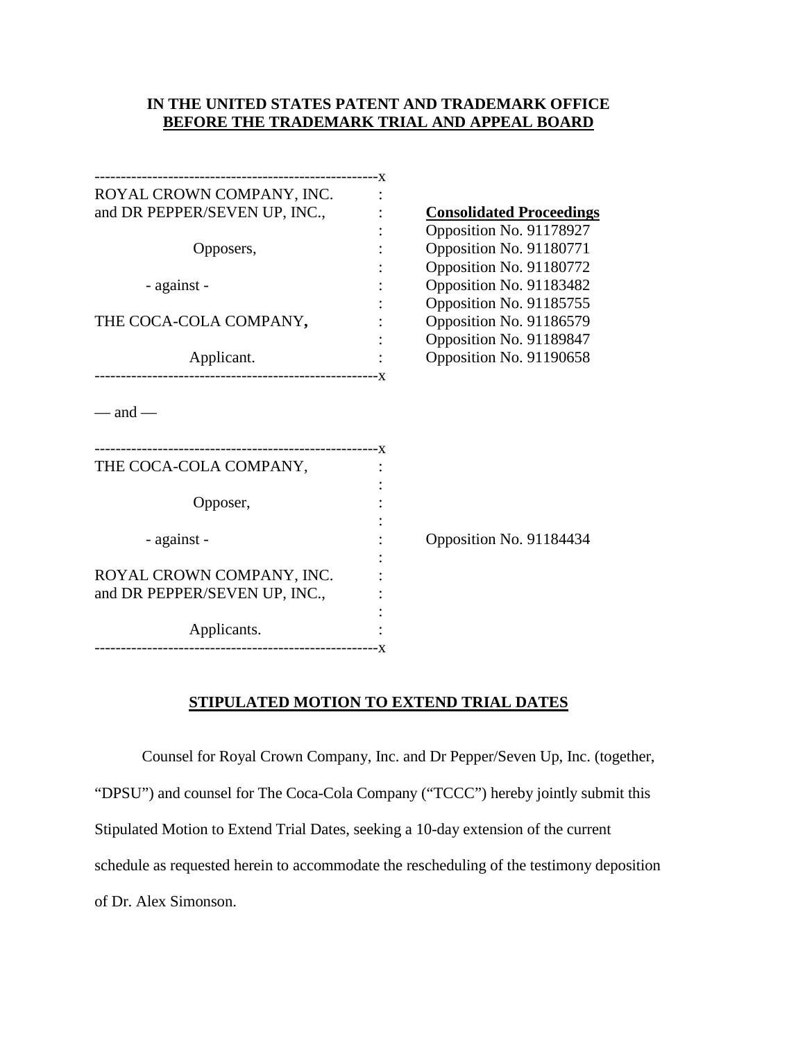**IN THE UNITED STATES PATENT AND TRADEMARK OFFICE**
**BEFORE THE TRADEMARK TRIAL AND APPEAL BOARD**

| | | |
|---|---|---|
| ROYAL CROWN COMPANY, INC. and DR PEPPER/SEVEN UP, INC., | : | **Consolidated Proceedings** |
| Opposers, | : | Opposition No. 91178927 |
| | : | Opposition No. 91180771 |
| - against - | : | Opposition No. 91180772 |
| | : | Opposition No. 91183482 |
| THE COCA-COLA COMPANY, | : | Opposition No. 91185755 |
| | : | Opposition No. 91186579 |
| Applicant. | : | Opposition No. 91189847 |
| | : | Opposition No. 91190658 |

— and —

| | | |
|---|---|---|
| THE COCA-COLA COMPANY, | : | |
| Opposer, | : | |
| - against - | : | Opposition No. 91184434 |
| ROYAL CROWN COMPANY, INC. and DR PEPPER/SEVEN UP, INC., | : | |
| Applicants. | : | |

## STIPULATED MOTION TO EXTEND TRIAL DATES

Counsel for Royal Crown Company, Inc. and Dr Pepper/Seven Up, Inc. (together, "DPSU") and counsel for The Coca-Cola Company ("TCCC") hereby jointly submit this Stipulated Motion to Extend Trial Dates, seeking a 10-day extension of the current schedule as requested herein to accommodate the rescheduling of the testimony deposition of Dr. Alex Simonson.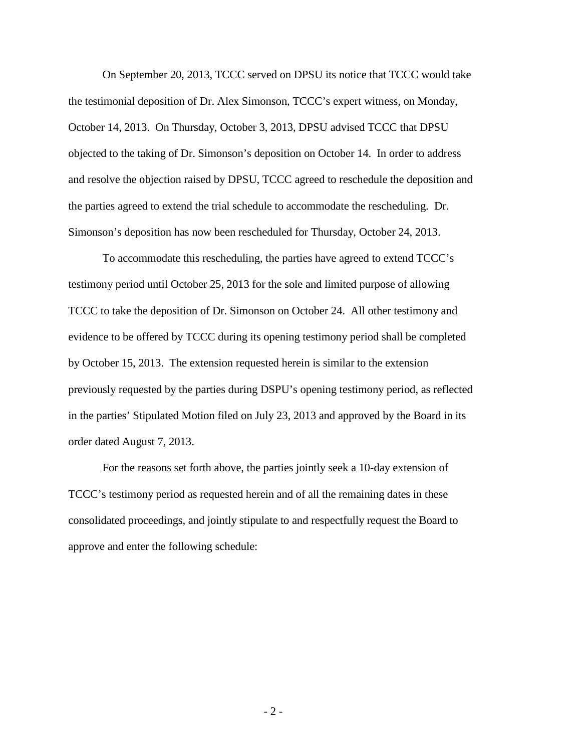On September 20, 2013, TCCC served on DPSU its notice that TCCC would take the testimonial deposition of Dr. Alex Simonson, TCCC's expert witness, on Monday, October 14, 2013. On Thursday, October 3, 2013, DPSU advised TCCC that DPSU objected to the taking of Dr. Simonson's deposition on October 14. In order to address and resolve the objection raised by DPSU, TCCC agreed to reschedule the deposition and the parties agreed to extend the trial schedule to accommodate the rescheduling. Dr. Simonson's deposition has now been rescheduled for Thursday, October 24, 2013.

To accommodate this rescheduling, the parties have agreed to extend TCCC's testimony period until October 25, 2013 for the sole and limited purpose of allowing TCCC to take the deposition of Dr. Simonson on October 24. All other testimony and evidence to be offered by TCCC during its opening testimony period shall be completed by October 15, 2013. The extension requested herein is similar to the extension previously requested by the parties during DSPU's opening testimony period, as reflected in the parties' Stipulated Motion filed on July 23, 2013 and approved by the Board in its order dated August 7, 2013.

For the reasons set forth above, the parties jointly seek a 10-day extension of TCCC's testimony period as requested herein and of all the remaining dates in these consolidated proceedings, and jointly stipulate to and respectfully request the Board to approve and enter the following schedule: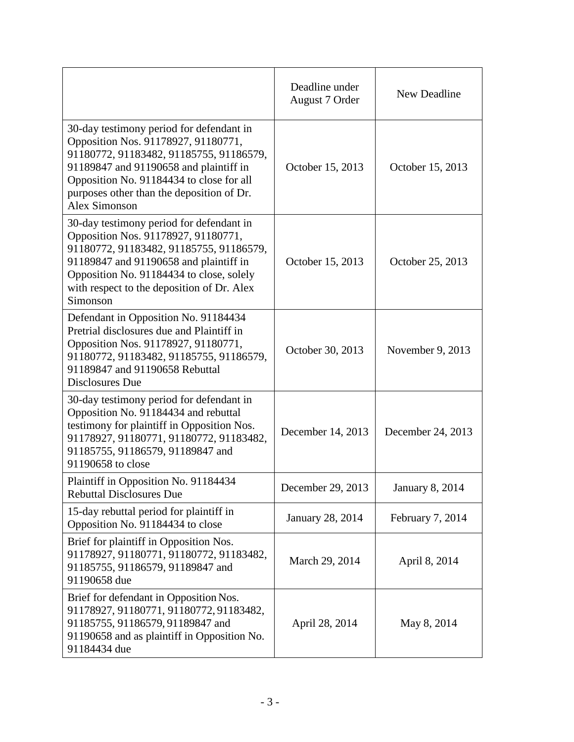| | Deadline under August 7 Order | New Deadline |
|---|---|---|
| 30-day testimony period for defendant in Opposition Nos. 91178927, 91180771, 91180772, 91183482, 91185755, 91186579, 91189847 and 91190658 and plaintiff in Opposition No. 91184434 to close for all purposes other than the deposition of Dr. Alex Simonson | October 15, 2013 | October 15, 2013 |
| 30-day testimony period for defendant in Opposition Nos. 91178927, 91180771, 91180772, 91183482, 91185755, 91186579, 91189847 and 91190658 and plaintiff in Opposition No. 91184434 to close, solely with respect to the deposition of Dr. Alex Simonson | October 15, 2013 | October 25, 2013 |
| Defendant in Opposition No. 91184434 Pretrial disclosures due and Plaintiff in Opposition Nos. 91178927, 91180771, 91180772, 91183482, 91185755, 91186579, 91189847 and 91190658 Rebuttal Disclosures Due | October 30, 2013 | November 9, 2013 |
| 30-day testimony period for defendant in Opposition No. 91184434 and rebuttal testimony for plaintiff in Opposition Nos. 91178927, 91180771, 91180772, 91183482, 91185755, 91186579, 91189847 and 91190658 to close | December 14, 2013 | December 24, 2013 |
| Plaintiff in Opposition No. 91184434 Rebuttal Disclosures Due | December 29, 2013 | January 8, 2014 |
| 15-day rebuttal period for plaintiff in Opposition No. 91184434 to close | January 28, 2014 | February 7, 2014 |
| Brief for plaintiff in Opposition Nos. 91178927, 91180771, 91180772, 91183482, 91185755, 91186579, 91189847 and 91190658 due | March 29, 2014 | April 8, 2014 |
| Brief for defendant in Opposition Nos. 91178927, 91180771, 91180772, 91183482, 91185755, 91186579, 91189847 and 91190658 and as plaintiff in Opposition No. 91184434 due | April 28, 2014 | May 8, 2014 |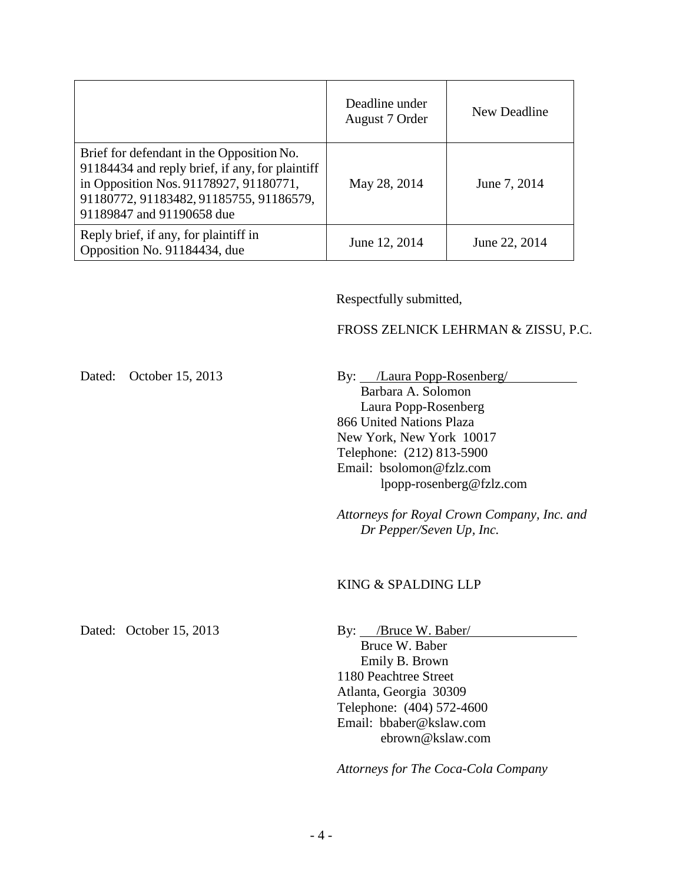| | Deadline under August 7 Order | New Deadline |
|---|---|---|
| Brief for defendant in the Opposition No. 91184434 and reply brief, if any, for plaintiff in Opposition Nos. 91178927, 91180771, 91180772, 91183482, 91185755, 91186579, 91189847 and 91190658 due | May 28, 2014 | June 7, 2014 |
| Reply brief, if any, for plaintiff in Opposition No. 91184434, due | June 12, 2014 | June 22, 2014 |

Respectfully submitted,

FROSS ZELNICK LEHRMAN & ZISSU, P.C.

Dated: October 15, 2013

By: /Laura Popp-Rosenberg/
Barbara A. Solomon
Laura Popp-Rosenberg
866 United Nations Plaza
New York, New York 10017
Telephone: (212) 813-5900
Email: bsolomon@fzlz.com
lpopp-rosenberg@fzlz.com

*Attorneys for Royal Crown Company, Inc. and Dr Pepper/Seven Up, Inc.*

KING & SPALDING LLP

Dated: October 15, 2013

By: /Bruce W. Baber/
Bruce W. Baber
Emily B. Brown
1180 Peachtree Street
Atlanta, Georgia 30309
Telephone: (404) 572-4600
Email: bbaber@kslaw.com
ebrown@kslaw.com

*Attorneys for The Coca-Cola Company*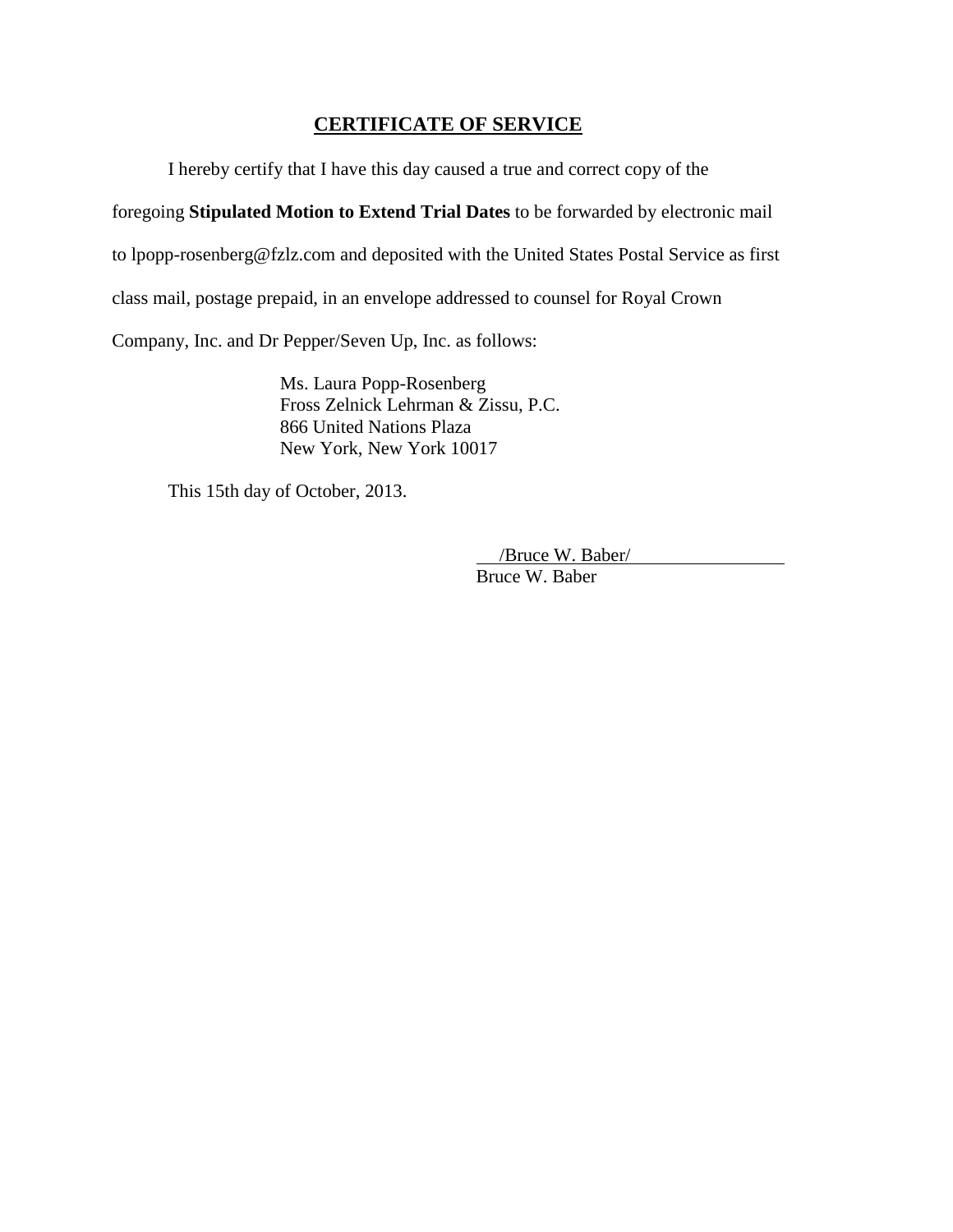## CERTIFICATE OF SERVICE

I hereby certify that I have this day caused a true and correct copy of the foregoing **Stipulated Motion to Extend Trial Dates** to be forwarded by electronic mail to lpopp-rosenberg@fzlz.com and deposited with the United States Postal Service as first class mail, postage prepaid, in an envelope addressed to counsel for Royal Crown Company, Inc. and Dr Pepper/Seven Up, Inc. as follows:

> Ms. Laura Popp-Rosenberg
> Fross Zelnick Lehrman & Zissu, P.C.
> 866 United Nations Plaza
> New York, New York 10017

This 15th day of October, 2013.

/Bruce W. Baber/
Bruce W. Baber